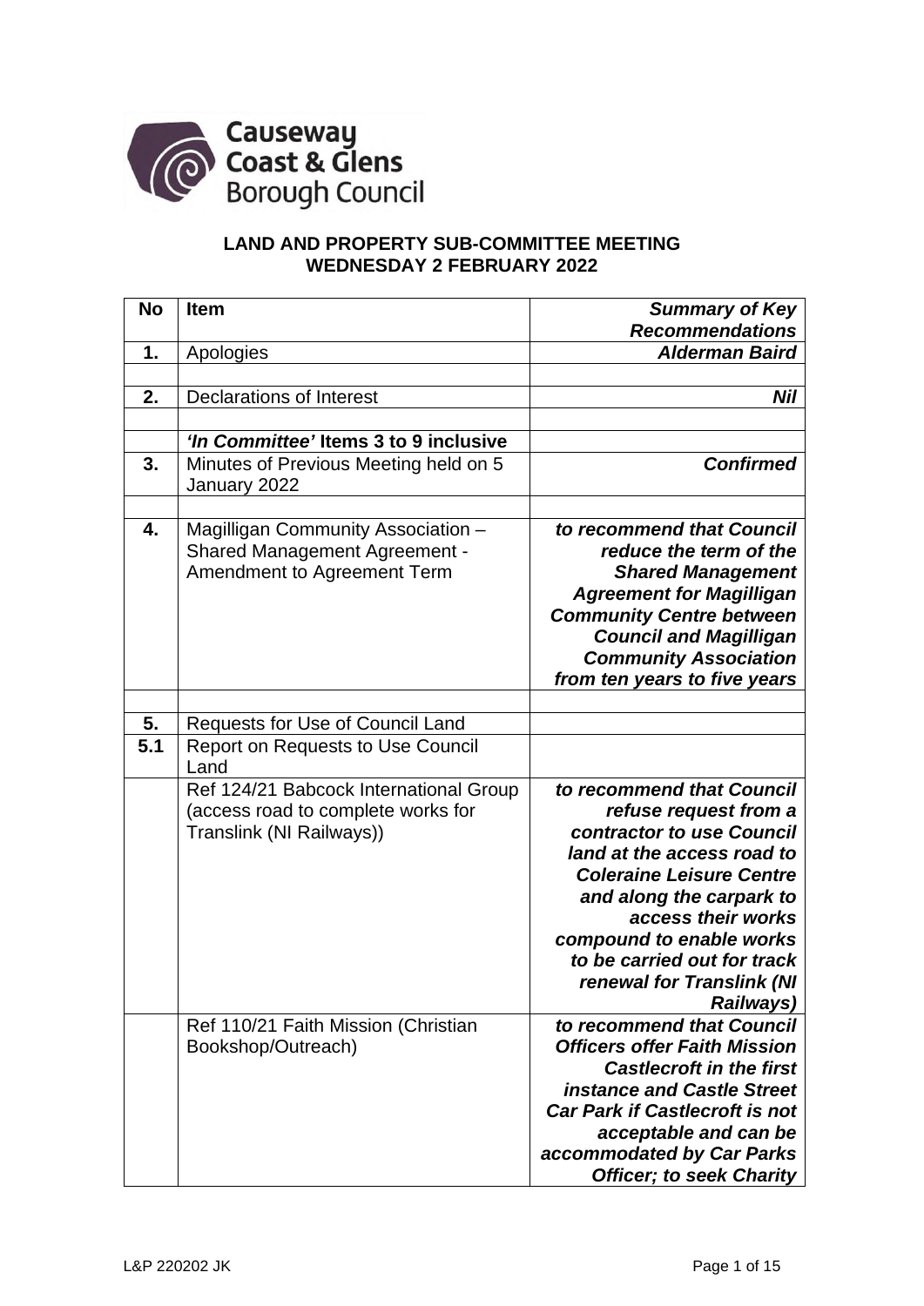Causeway Coast & Glens Borough Council

**LAND AND PROPERTY SUB-COMMITTEE MEETING**
**WEDNESDAY 2 FEBRUARY 2022**

| No | Item | *Summary of Key Recommendations* |
|---|---|---|
| **1.** | Apologies | ***Alderman Baird*** |
| | | |
| **2.** | Declarations of Interest | ***Nil*** |
| | | |
| | ***'In Committee'* Items 3 to 9 inclusive** | |
| **3.** | Minutes of Previous Meeting held on 5 January 2022 | ***Confirmed*** |
| | | |
| **4.** | Magilligan Community Association – Shared Management Agreement - Amendment to Agreement Term | ***to recommend that Council reduce the term of the Shared Management Agreement for Magilligan Community Centre between Council and Magilligan Community Association from ten years to five years*** |
| | | |
| **5.** | Requests for Use of Council Land | |
| **5.1** | Report on Requests to Use Council Land | |
| | Ref 124/21 Babcock International Group (access road to complete works for Translink (NI Railways)) | ***to recommend that Council refuse request from a contractor to use Council land at the access road to Coleraine Leisure Centre and along the carpark to access their works compound to enable works to be carried out for track renewal for Translink (NI Railways)*** |
| | Ref 110/21 Faith Mission (Christian Bookshop/Outreach) | ***to recommend that Council Officers offer Faith Mission Castlecroft in the first instance and Castle Street Car Park if Castlecroft is not acceptable and can be accommodated by Car Parks Officer; to seek Charity*** |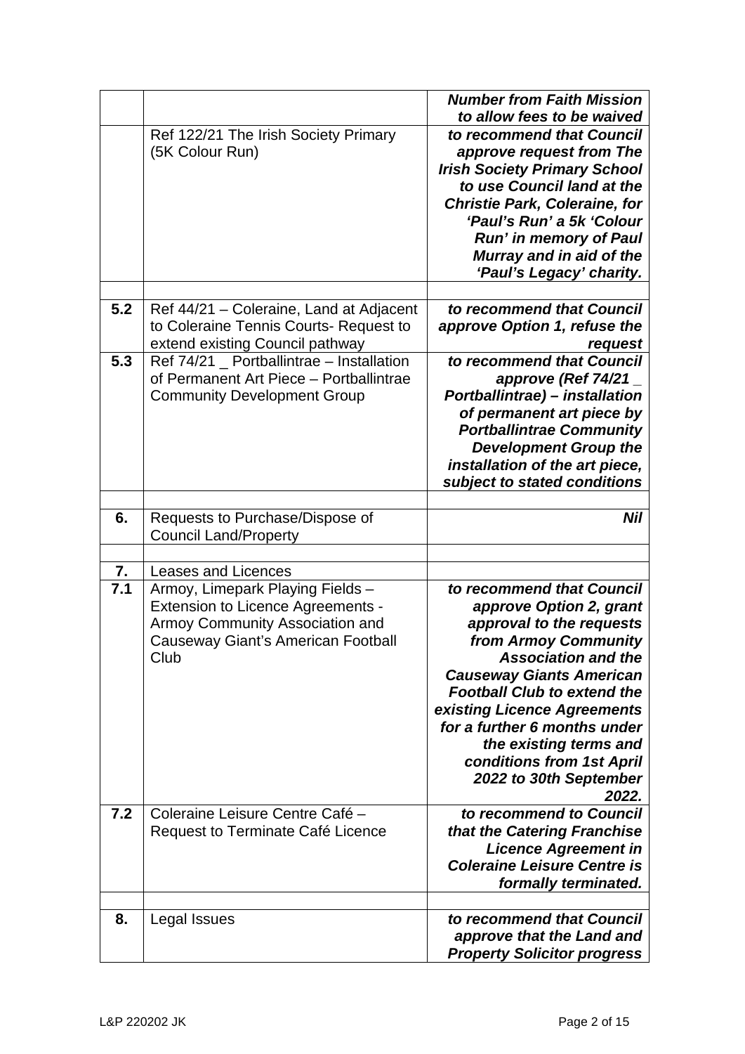| | | |
|---|---|---|
| | | ***Number from Faith Mission to allow fees to be waived*** |
| | Ref 122/21 The Irish Society Primary (5K Colour Run) | ***to recommend that Council approve request from The Irish Society Primary School to use Council land at the Christie Park, Coleraine, for 'Paul's Run' a 5k 'Colour Run' in memory of Paul Murray and in aid of the 'Paul's Legacy' charity.*** |
| | | |
| **5.2** | Ref 44/21 – Coleraine, Land at Adjacent to Coleraine Tennis Courts- Request to extend existing Council pathway | ***to recommend that Council approve Option 1, refuse the request*** |
| **5.3** | Ref 74/21 _ Portballintrae – Installation of Permanent Art Piece – Portballintrae Community Development Group | ***to recommend that Council approve (Ref 74/21 _ Portballintrae) – installation of permanent art piece by Portballintrae Community Development Group the installation of the art piece, subject to stated conditions*** |
| | | |
| **6.** | Requests to Purchase/Dispose of Council Land/Property | ***Nil*** |
| | | |
| **7.** | Leases and Licences | |
| **7.1** | Armoy, Limepark Playing Fields – Extension to Licence Agreements - Armoy Community Association and Causeway Giant's American Football Club | ***to recommend that Council approve Option 2, grant approval to the requests from Armoy Community Association and the Causeway Giants American Football Club to extend the existing Licence Agreements for a further 6 months under the existing terms and conditions from 1st April 2022 to 30th September 2022.*** |
| **7.2** | Coleraine Leisure Centre Café – Request to Terminate Café Licence | ***to recommend to Council that the Catering Franchise Licence Agreement in Coleraine Leisure Centre is formally terminated.*** |
| | | |
| **8.** | Legal Issues | ***to recommend that Council approve that the Land and Property Solicitor progress*** |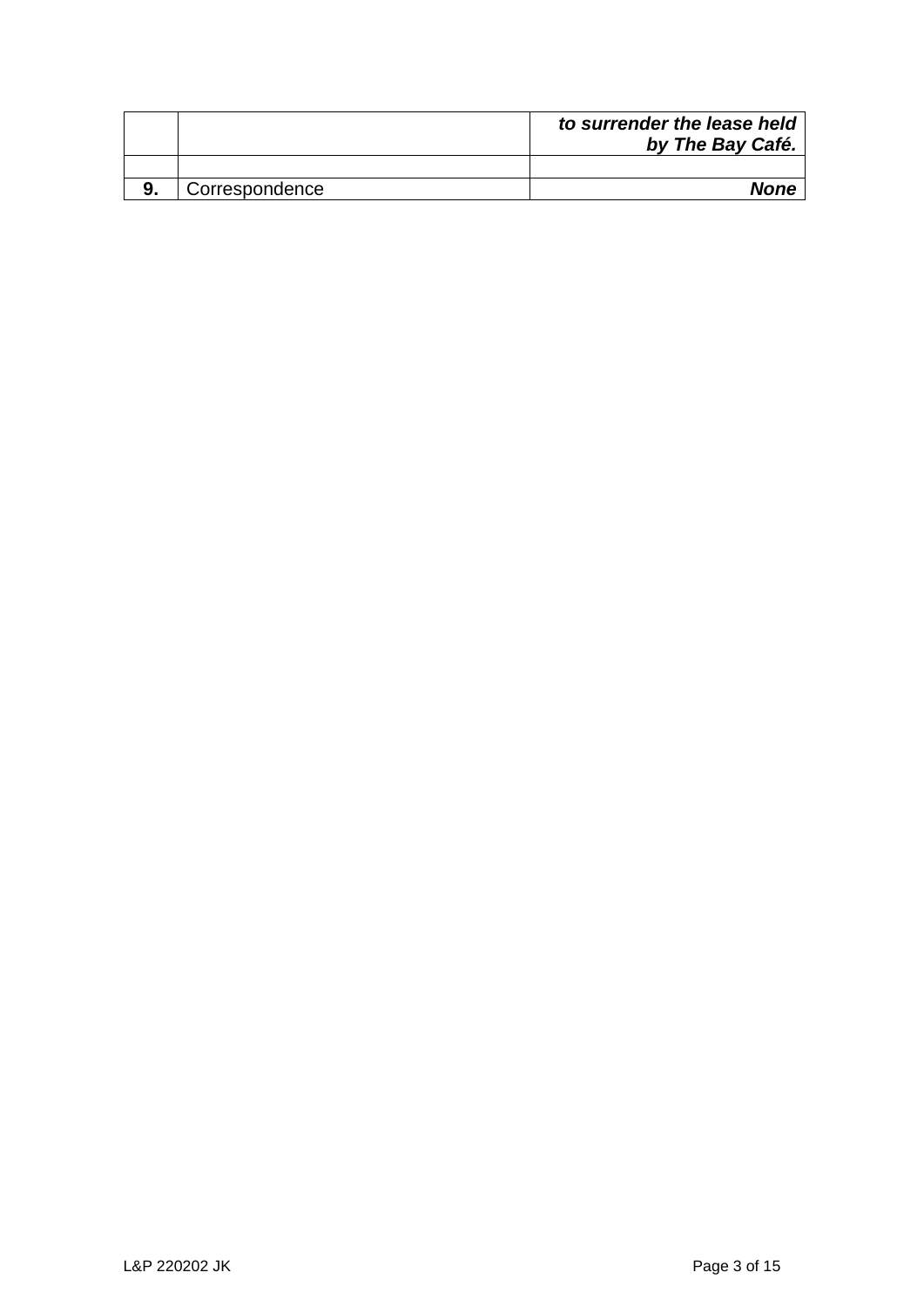| | | |
|---|---|---|
| | | ***to surrender the lease held by The Bay Café.*** |
| | | |
| **9.** | Correspondence | ***None*** |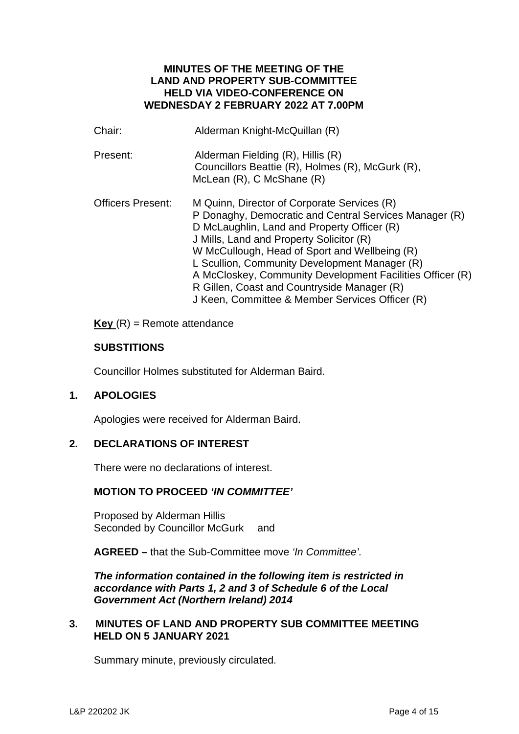**MINUTES OF THE MEETING OF THE LAND AND PROPERTY SUB-COMMITTEE HELD VIA VIDEO-CONFERENCE ON WEDNESDAY 2 FEBRUARY 2022 AT 7.00PM**

| | |
|---|---|
| Chair: | Alderman Knight-McQuillan (R) |
| Present: | Alderman Fielding (R), Hillis (R)<br>Councillors Beattie (R), Holmes (R), McGurk (R), McLean (R), C McShane (R) |
| Officers Present: | M Quinn, Director of Corporate Services (R)<br>P Donaghy, Democratic and Central Services Manager (R)<br>D McLaughlin, Land and Property Officer (R)<br>J Mills, Land and Property Solicitor (R)<br>W McCullough, Head of Sport and Wellbeing (R)<br>L Scullion, Community Development Manager (R)<br>A McCloskey, Community Development Facilities Officer (R)<br>R Gillen, Coast and Countryside Manager (R)<br>J Keen, Committee & Member Services Officer (R) |

**Key** (R) = Remote attendance

**SUBSTITIONS**

Councillor Holmes substituted for Alderman Baird.

**1. APOLOGIES**

Apologies were received for Alderman Baird.

**2. DECLARATIONS OF INTEREST**

There were no declarations of interest.

**MOTION TO PROCEED *'IN COMMITTEE'***

Proposed by Alderman Hillis
Seconded by Councillor McGurk and

**AGREED –** that the Sub-Committee move *'In Committee'.*

***The information contained in the following item is restricted in accordance with Parts 1, 2 and 3 of Schedule 6 of the Local Government Act (Northern Ireland) 2014***

**3. MINUTES OF LAND AND PROPERTY SUB COMMITTEE MEETING HELD ON 5 JANUARY 2021**

Summary minute, previously circulated.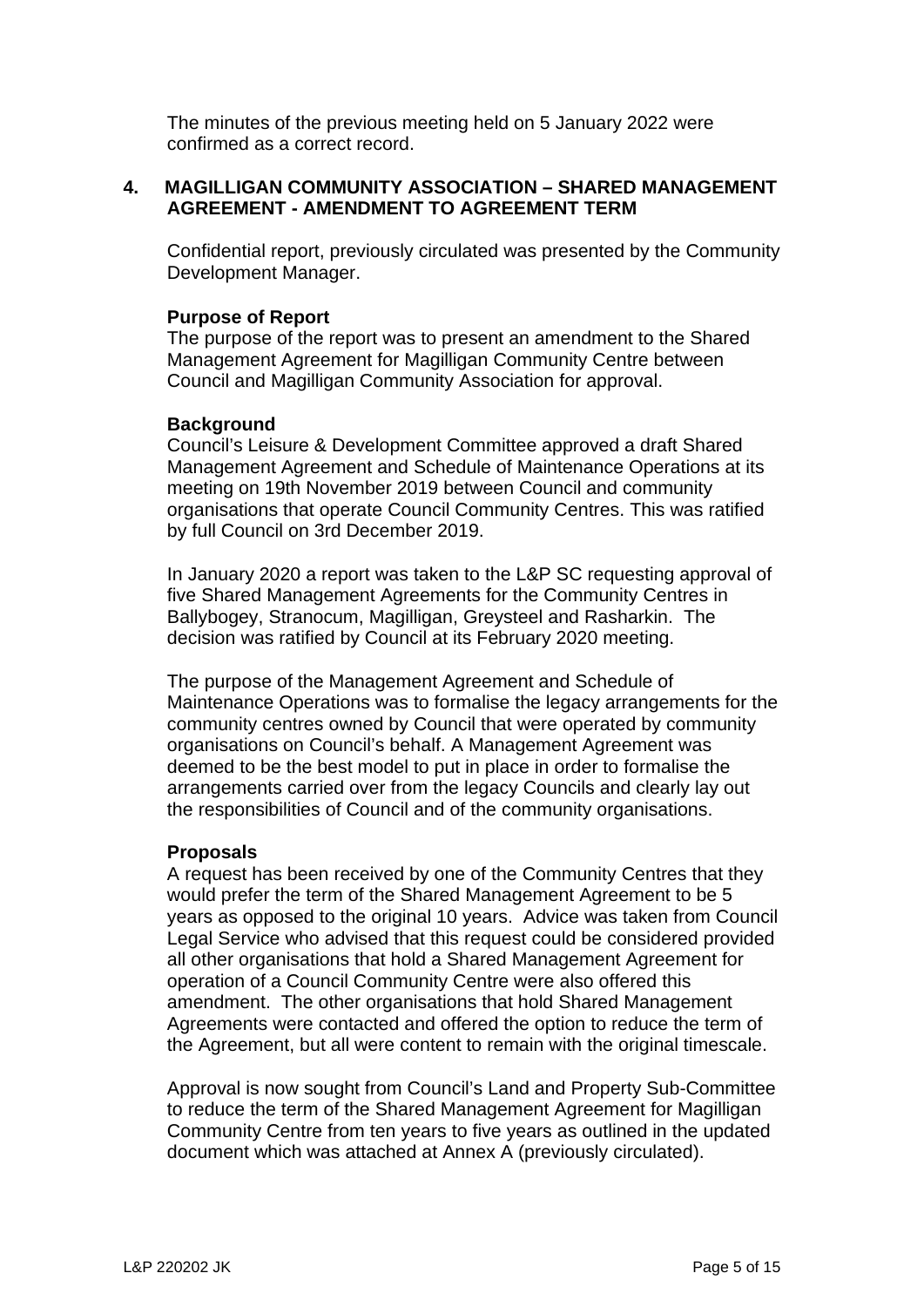The minutes of the previous meeting held on 5 January 2022 were confirmed as a correct record.

## 4. MAGILLIGAN COMMUNITY ASSOCIATION – SHARED MANAGEMENT AGREEMENT - AMENDMENT TO AGREEMENT TERM

Confidential report, previously circulated was presented by the Community Development Manager.

**Purpose of Report**

The purpose of the report was to present an amendment to the Shared Management Agreement for Magilligan Community Centre between Council and Magilligan Community Association for approval.

**Background**

Council's Leisure & Development Committee approved a draft Shared Management Agreement and Schedule of Maintenance Operations at its meeting on 19th November 2019 between Council and community organisations that operate Council Community Centres. This was ratified by full Council on 3rd December 2019.

In January 2020 a report was taken to the L&P SC requesting approval of five Shared Management Agreements for the Community Centres in Ballybogey, Stranocum, Magilligan, Greysteel and Rasharkin. The decision was ratified by Council at its February 2020 meeting.

The purpose of the Management Agreement and Schedule of Maintenance Operations was to formalise the legacy arrangements for the community centres owned by Council that were operated by community organisations on Council's behalf. A Management Agreement was deemed to be the best model to put in place in order to formalise the arrangements carried over from the legacy Councils and clearly lay out the responsibilities of Council and of the community organisations.

**Proposals**

A request has been received by one of the Community Centres that they would prefer the term of the Shared Management Agreement to be 5 years as opposed to the original 10 years. Advice was taken from Council Legal Service who advised that this request could be considered provided all other organisations that hold a Shared Management Agreement for operation of a Council Community Centre were also offered this amendment. The other organisations that hold Shared Management Agreements were contacted and offered the option to reduce the term of the Agreement, but all were content to remain with the original timescale.

Approval is now sought from Council's Land and Property Sub-Committee to reduce the term of the Shared Management Agreement for Magilligan Community Centre from ten years to five years as outlined in the updated document which was attached at Annex A (previously circulated).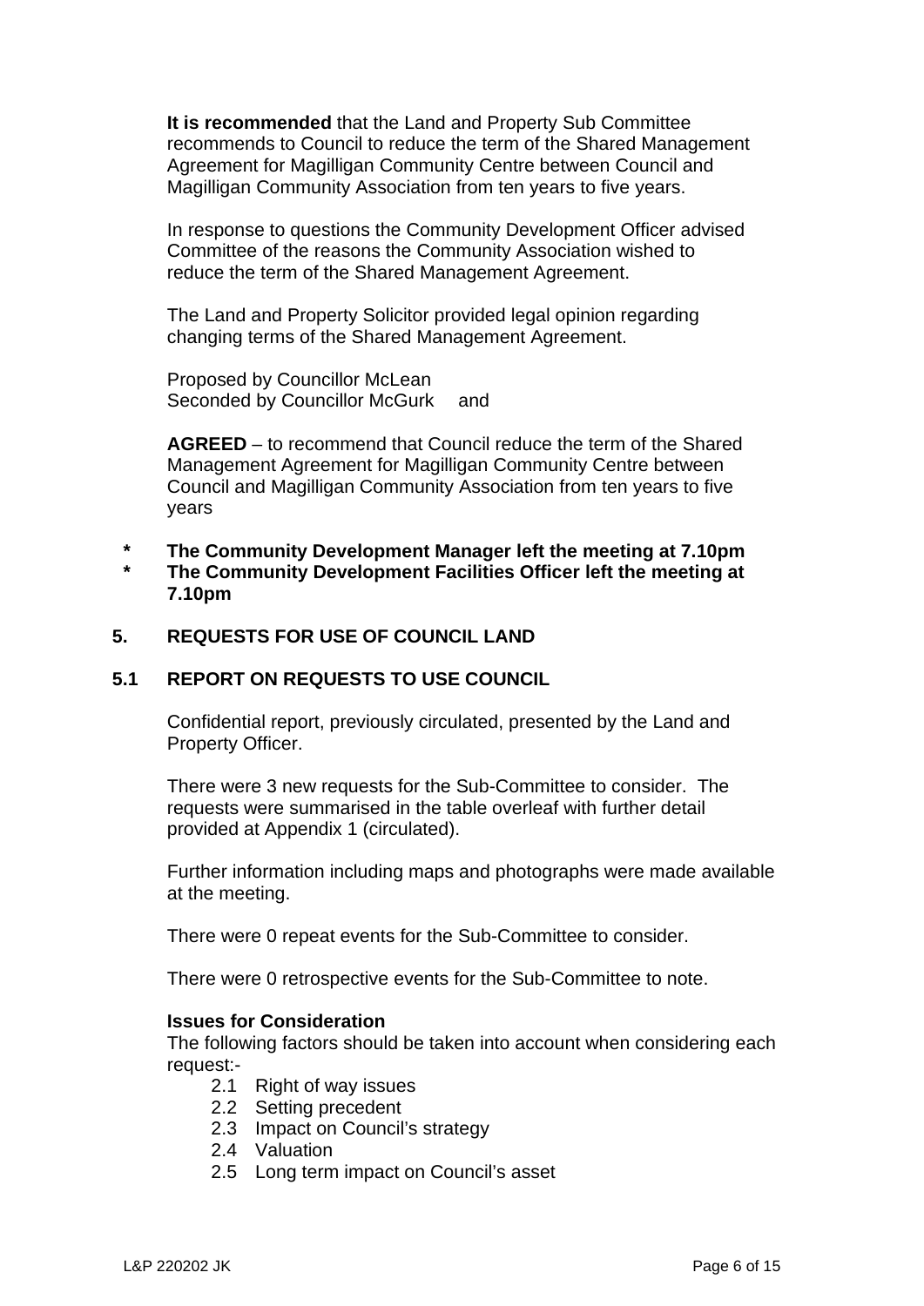**It is recommended** that the Land and Property Sub Committee recommends to Council to reduce the term of the Shared Management Agreement for Magilligan Community Centre between Council and Magilligan Community Association from ten years to five years.

In response to questions the Community Development Officer advised Committee of the reasons the Community Association wished to reduce the term of the Shared Management Agreement.

The Land and Property Solicitor provided legal opinion regarding changing terms of the Shared Management Agreement.

Proposed by Councillor McLean
Seconded by Councillor McGurk and

**AGREED** – to recommend that Council reduce the term of the Shared Management Agreement for Magilligan Community Centre between Council and Magilligan Community Association from ten years to five years

- **\* The Community Development Manager left the meeting at 7.10pm**
- **\* The Community Development Facilities Officer left the meeting at 7.10pm**

## 5. REQUESTS FOR USE OF COUNCIL LAND

### 5.1 REPORT ON REQUESTS TO USE COUNCIL

Confidential report, previously circulated, presented by the Land and Property Officer.

There were 3 new requests for the Sub-Committee to consider. The requests were summarised in the table overleaf with further detail provided at Appendix 1 (circulated).

Further information including maps and photographs were made available at the meeting.

There were 0 repeat events for the Sub-Committee to consider.

There were 0 retrospective events for the Sub-Committee to note.

**Issues for Consideration**
The following factors should be taken into account when considering each request:-

2.1 Right of way issues
2.2 Setting precedent
2.3 Impact on Council's strategy
2.4 Valuation
2.5 Long term impact on Council's asset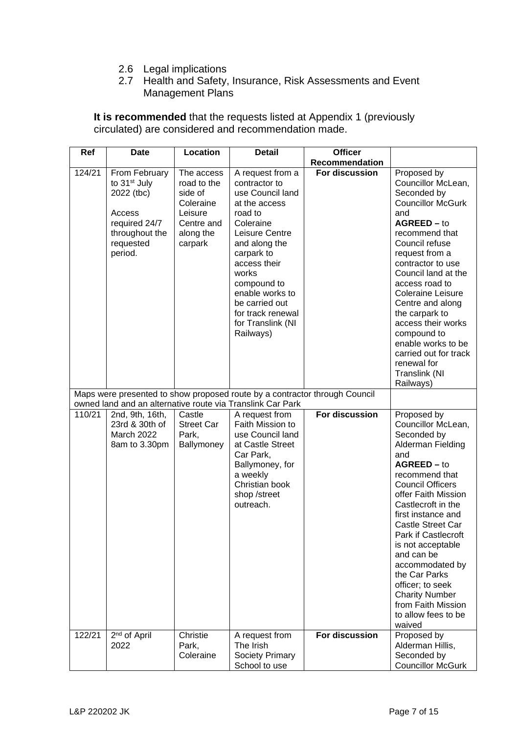2.6 Legal implications
2.7 Health and Safety, Insurance, Risk Assessments and Event Management Plans

**It is recommended** that the requests listed at Appendix 1 (previously circulated) are considered and recommendation made.

| Ref | Date | Location | Detail | Officer Recommendation | |
|---|---|---|---|---|---|
| 124/21 | From February to 31st July 2022 (tbc) Access required 24/7 throughout the requested period. | The access road to the side of Coleraine Leisure Centre and along the carpark | A request from a contractor to use Council land at the access road to Coleraine Leisure Centre and along the carpark to access their works compound to enable works to be carried out for track renewal for Translink (NI Railways) | **For discussion** | Proposed by Councillor McLean, Seconded by Councillor McGurk and **AGREED –** to recommend that Council refuse request from a contractor to use Council land at the access road to Coleraine Leisure Centre and along the carpark to access their works compound to enable works to be carried out for track renewal for Translink (NI Railways) |
| Maps were presented to show proposed route by a contractor through Council owned land and an alternative route via Translink Car Park | | | | | |
| 110/21 | 2nd, 9th, 16th, 23rd & 30th of March 2022 8am to 3.30pm | Castle Street Car Park, Ballymoney | A request from Faith Mission to use Council land at Castle Street Car Park, Ballymoney, for a weekly Christian book shop /street outreach. | **For discussion** | Proposed by Councillor McLean, Seconded by Alderman Fielding and **AGREED –** to recommend that Council Officers offer Faith Mission Castlecroft in the first instance and Castle Street Car Park if Castlecroft is not acceptable and can be accommodated by the Car Parks officer; to seek Charity Number from Faith Mission to allow fees to be waived |
| 122/21 | 2nd of April 2022 | Christie Park, Coleraine | A request from The Irish Society Primary School to use | **For discussion** | Proposed by Alderman Hillis, Seconded by Councillor McGurk |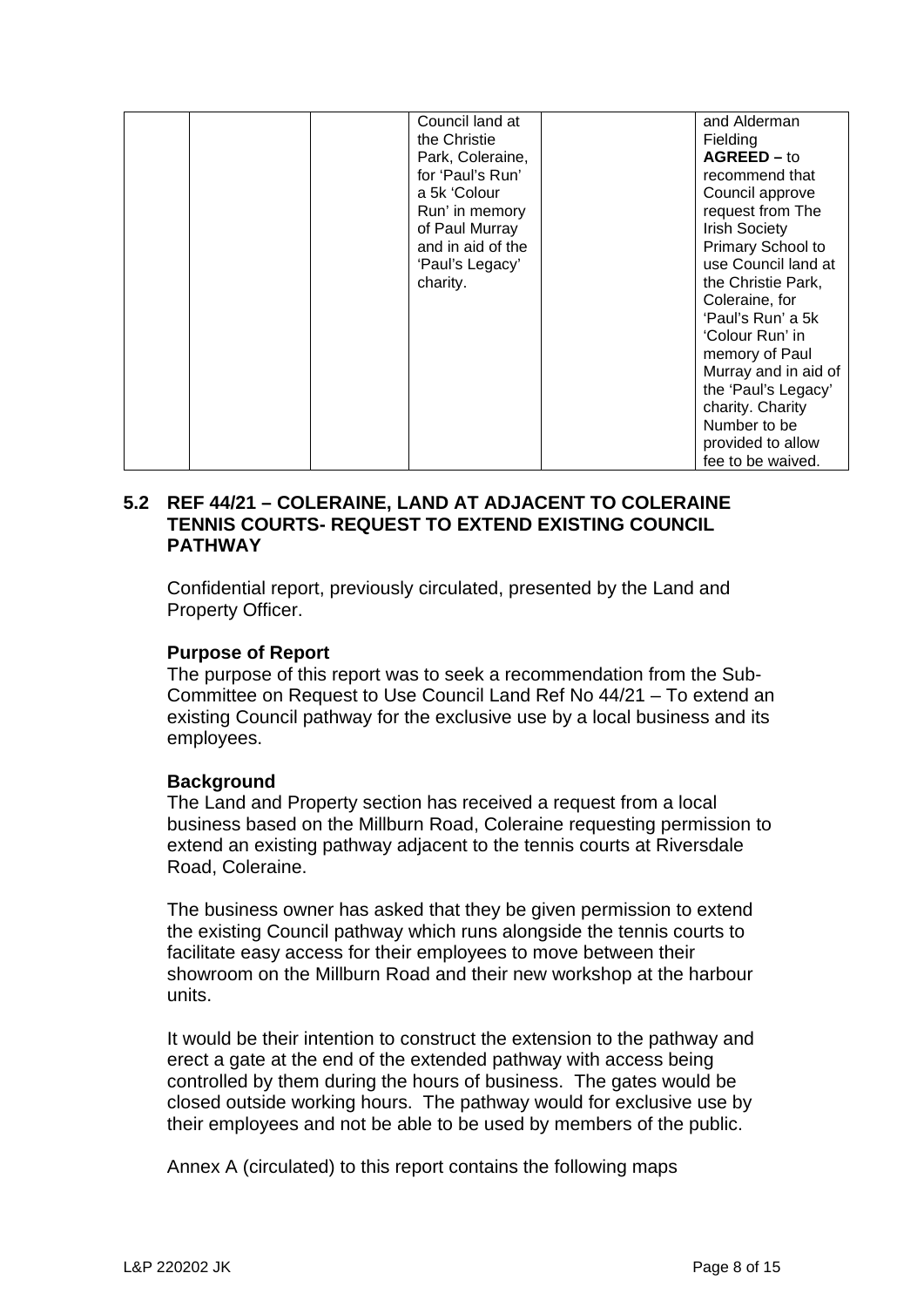| | | | | | |
|---|---|---|---|---|---|
| | | | Council land at the Christie Park, Coleraine, for 'Paul's Run' a 5k 'Colour Run' in memory of Paul Murray and in aid of the 'Paul's Legacy' charity. | | and Alderman Fielding **AGREED –** to recommend that Council approve request from The Irish Society Primary School to use Council land at the Christie Park, Coleraine, for 'Paul's Run' a 5k 'Colour Run' in memory of Paul Murray and in aid of the 'Paul's Legacy' charity. Charity Number to be provided to allow fee to be waived. |

## 5.2 REF 44/21 – COLERAINE, LAND AT ADJACENT TO COLERAINE TENNIS COURTS- REQUEST TO EXTEND EXISTING COUNCIL PATHWAY

Confidential report, previously circulated, presented by the Land and Property Officer.

**Purpose of Report**
The purpose of this report was to seek a recommendation from the Sub-Committee on Request to Use Council Land Ref No 44/21 – To extend an existing Council pathway for the exclusive use by a local business and its employees.

**Background**
The Land and Property section has received a request from a local business based on the Millburn Road, Coleraine requesting permission to extend an existing pathway adjacent to the tennis courts at Riversdale Road, Coleraine.

The business owner has asked that they be given permission to extend the existing Council pathway which runs alongside the tennis courts to facilitate easy access for their employees to move between their showroom on the Millburn Road and their new workshop at the harbour units.

It would be their intention to construct the extension to the pathway and erect a gate at the end of the extended pathway with access being controlled by them during the hours of business. The gates would be closed outside working hours. The pathway would for exclusive use by their employees and not be able to be used by members of the public.

Annex A (circulated) to this report contains the following maps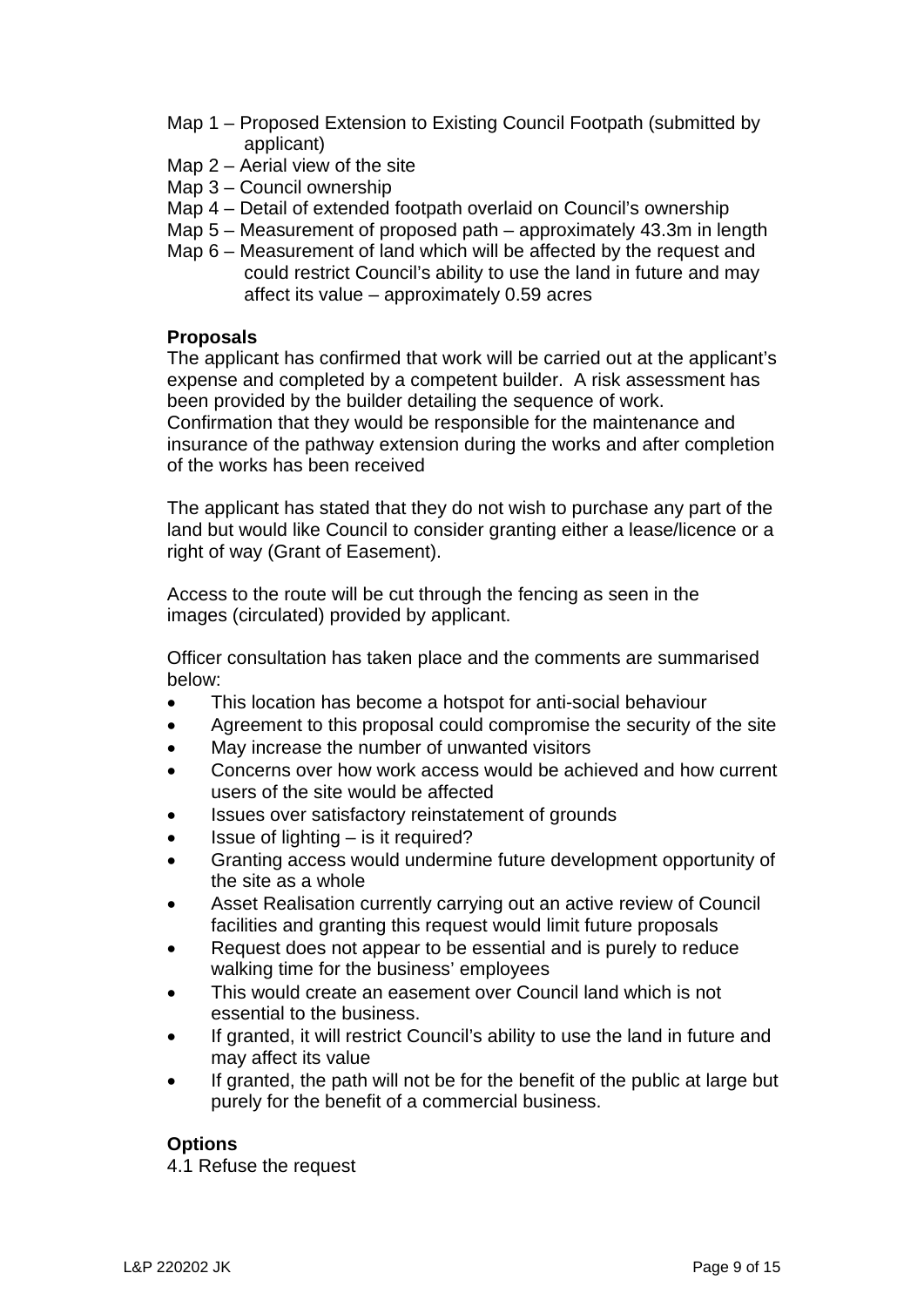Map 1 – Proposed Extension to Existing Council Footpath (submitted by applicant)
Map 2 – Aerial view of the site
Map 3 – Council ownership
Map 4 – Detail of extended footpath overlaid on Council's ownership
Map 5 – Measurement of proposed path – approximately 43.3m in length
Map 6 – Measurement of land which will be affected by the request and could restrict Council's ability to use the land in future and may affect its value – approximately 0.59 acres

**Proposals**

The applicant has confirmed that work will be carried out at the applicant's expense and completed by a competent builder. A risk assessment has been provided by the builder detailing the sequence of work. Confirmation that they would be responsible for the maintenance and insurance of the pathway extension during the works and after completion of the works has been received

The applicant has stated that they do not wish to purchase any part of the land but would like Council to consider granting either a lease/licence or a right of way (Grant of Easement).

Access to the route will be cut through the fencing as seen in the images (circulated) provided by applicant.

Officer consultation has taken place and the comments are summarised below:

- This location has become a hotspot for anti-social behaviour
- Agreement to this proposal could compromise the security of the site
- May increase the number of unwanted visitors
- Concerns over how work access would be achieved and how current users of the site would be affected
- Issues over satisfactory reinstatement of grounds
- Issue of lighting – is it required?
- Granting access would undermine future development opportunity of the site as a whole
- Asset Realisation currently carrying out an active review of Council facilities and granting this request would limit future proposals
- Request does not appear to be essential and is purely to reduce walking time for the business' employees
- This would create an easement over Council land which is not essential to the business.
- If granted, it will restrict Council's ability to use the land in future and may affect its value
- If granted, the path will not be for the benefit of the public at large but purely for the benefit of a commercial business.

**Options**

4.1 Refuse the request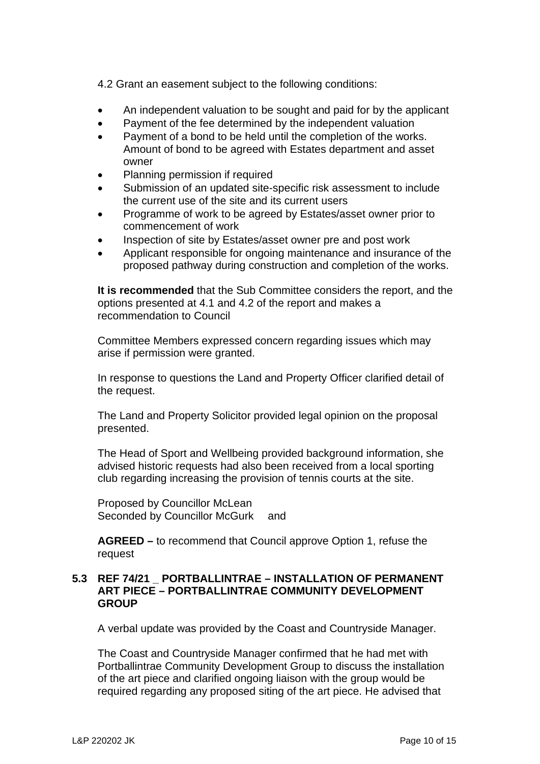4.2 Grant an easement subject to the following conditions:

- An independent valuation to be sought and paid for by the applicant
- Payment of the fee determined by the independent valuation
- Payment of a bond to be held until the completion of the works. Amount of bond to be agreed with Estates department and asset owner
- Planning permission if required
- Submission of an updated site-specific risk assessment to include the current use of the site and its current users
- Programme of work to be agreed by Estates/asset owner prior to commencement of work
- Inspection of site by Estates/asset owner pre and post work
- Applicant responsible for ongoing maintenance and insurance of the proposed pathway during construction and completion of the works.

**It is recommended** that the Sub Committee considers the report, and the options presented at 4.1 and 4.2 of the report and makes a recommendation to Council

Committee Members expressed concern regarding issues which may arise if permission were granted.

In response to questions the Land and Property Officer clarified detail of the request.

The Land and Property Solicitor provided legal opinion on the proposal presented.

The Head of Sport and Wellbeing provided background information, she advised historic requests had also been received from a local sporting club regarding increasing the provision of tennis courts at the site.

Proposed by Councillor McLean
Seconded by Councillor McGurk and

**AGREED –** to recommend that Council approve Option 1, refuse the request

### 5.3 REF 74/21 _ PORTBALLINTRAE – INSTALLATION OF PERMANENT ART PIECE – PORTBALLINTRAE COMMUNITY DEVELOPMENT GROUP

A verbal update was provided by the Coast and Countryside Manager.

The Coast and Countryside Manager confirmed that he had met with Portballintrae Community Development Group to discuss the installation of the art piece and clarified ongoing liaison with the group would be required regarding any proposed siting of the art piece. He advised that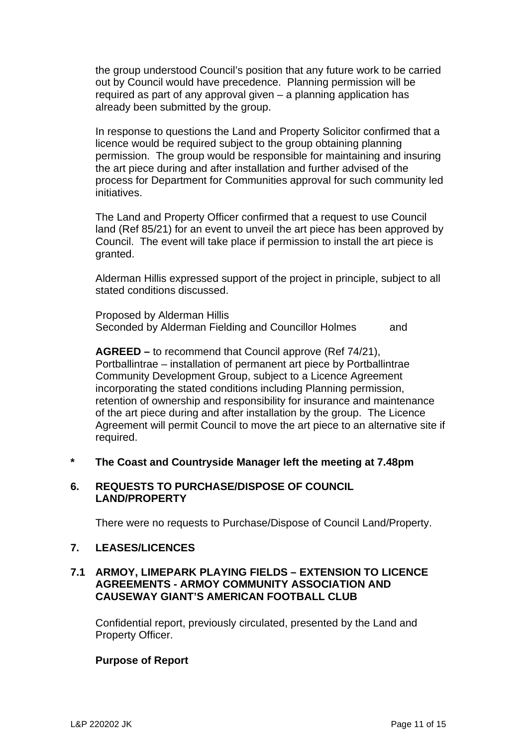the group understood Council's position that any future work to be carried out by Council would have precedence. Planning permission will be required as part of any approval given – a planning application has already been submitted by the group.

In response to questions the Land and Property Solicitor confirmed that a licence would be required subject to the group obtaining planning permission. The group would be responsible for maintaining and insuring the art piece during and after installation and further advised of the process for Department for Communities approval for such community led initiatives.

The Land and Property Officer confirmed that a request to use Council land (Ref 85/21) for an event to unveil the art piece has been approved by Council. The event will take place if permission to install the art piece is granted.

Alderman Hillis expressed support of the project in principle, subject to all stated conditions discussed.

Proposed by Alderman Hillis
Seconded by Alderman Fielding and Councillor Holmes and

**AGREED –** to recommend that Council approve (Ref 74/21), Portballintrae – installation of permanent art piece by Portballintrae Community Development Group, subject to a Licence Agreement incorporating the stated conditions including Planning permission, retention of ownership and responsibility for insurance and maintenance of the art piece during and after installation by the group. The Licence Agreement will permit Council to move the art piece to an alternative site if required.

**\* The Coast and Countryside Manager left the meeting at 7.48pm**

## 6. REQUESTS TO PURCHASE/DISPOSE OF COUNCIL LAND/PROPERTY

There were no requests to Purchase/Dispose of Council Land/Property.

## 7. LEASES/LICENCES

### 7.1 ARMOY, LIMEPARK PLAYING FIELDS – EXTENSION TO LICENCE AGREEMENTS - ARMOY COMMUNITY ASSOCIATION AND CAUSEWAY GIANT'S AMERICAN FOOTBALL CLUB

Confidential report, previously circulated, presented by the Land and Property Officer.

**Purpose of Report**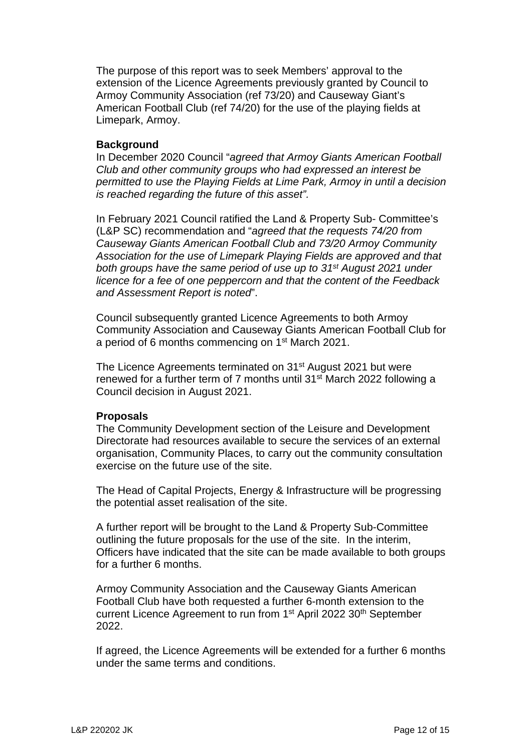The purpose of this report was to seek Members' approval to the extension of the Licence Agreements previously granted by Council to Armoy Community Association (ref 73/20) and Causeway Giant's American Football Club (ref 74/20) for the use of the playing fields at Limepark, Armoy.

**Background**

In December 2020 Council "*agreed that Armoy Giants American Football Club and other community groups who had expressed an interest be permitted to use the Playing Fields at Lime Park, Armoy in until a decision is reached regarding the future of this asset".*

In February 2021 Council ratified the Land & Property Sub- Committee's (L&P SC) recommendation and "*agreed that the requests 74/20 from Causeway Giants American Football Club and 73/20 Armoy Community Association for the use of Limepark Playing Fields are approved and that both groups have the same period of use up to 31st August 2021 under licence for a fee of one peppercorn and that the content of the Feedback and Assessment Report is noted*".

Council subsequently granted Licence Agreements to both Armoy Community Association and Causeway Giants American Football Club for a period of 6 months commencing on 1st March 2021.

The Licence Agreements terminated on 31st August 2021 but were renewed for a further term of 7 months until 31st March 2022 following a Council decision in August 2021.

**Proposals**

The Community Development section of the Leisure and Development Directorate had resources available to secure the services of an external organisation, Community Places, to carry out the community consultation exercise on the future use of the site.

The Head of Capital Projects, Energy & Infrastructure will be progressing the potential asset realisation of the site.

A further report will be brought to the Land & Property Sub-Committee outlining the future proposals for the use of the site. In the interim, Officers have indicated that the site can be made available to both groups for a further 6 months.

Armoy Community Association and the Causeway Giants American Football Club have both requested a further 6-month extension to the current Licence Agreement to run from 1st April 2022 30th September 2022.

If agreed, the Licence Agreements will be extended for a further 6 months under the same terms and conditions.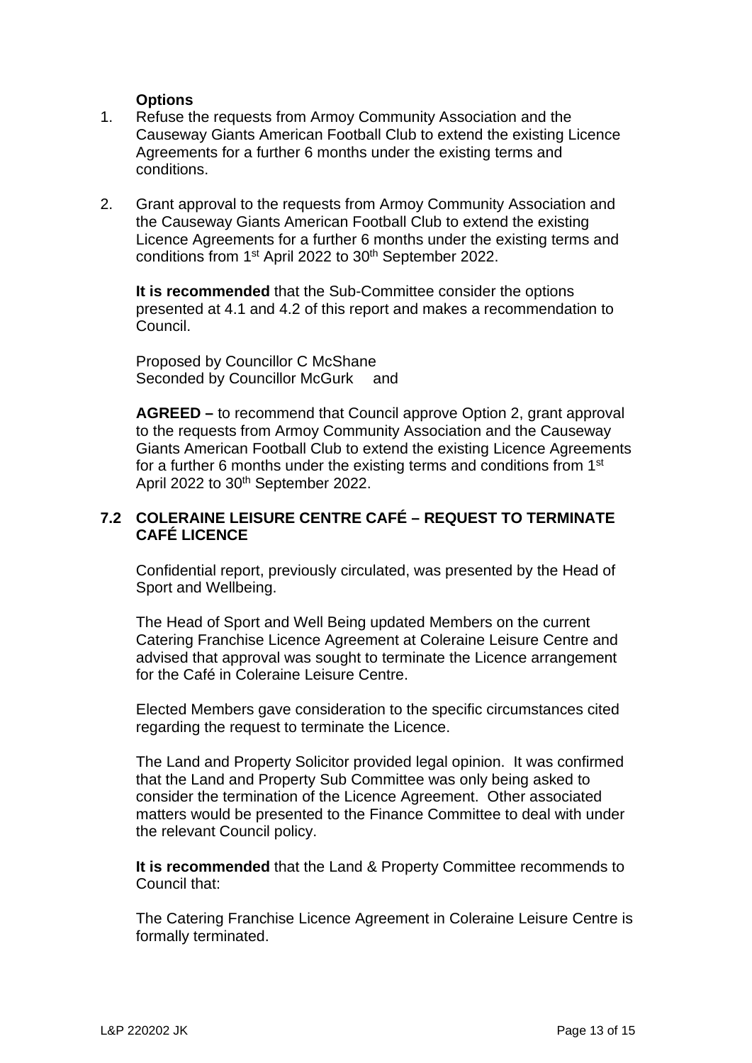**Options**

1. Refuse the requests from Armoy Community Association and the Causeway Giants American Football Club to extend the existing Licence Agreements for a further 6 months under the existing terms and conditions.

2. Grant approval to the requests from Armoy Community Association and the Causeway Giants American Football Club to extend the existing Licence Agreements for a further 6 months under the existing terms and conditions from 1st April 2022 to 30th September 2022.

**It is recommended** that the Sub-Committee consider the options presented at 4.1 and 4.2 of this report and makes a recommendation to Council.

Proposed by Councillor C McShane
Seconded by Councillor McGurk and

**AGREED –** to recommend that Council approve Option 2, grant approval to the requests from Armoy Community Association and the Causeway Giants American Football Club to extend the existing Licence Agreements for a further 6 months under the existing terms and conditions from 1st April 2022 to 30th September 2022.

## 7.2 COLERAINE LEISURE CENTRE CAFÉ – REQUEST TO TERMINATE CAFÉ LICENCE

Confidential report, previously circulated, was presented by the Head of Sport and Wellbeing.

The Head of Sport and Well Being updated Members on the current Catering Franchise Licence Agreement at Coleraine Leisure Centre and advised that approval was sought to terminate the Licence arrangement for the Café in Coleraine Leisure Centre.

Elected Members gave consideration to the specific circumstances cited regarding the request to terminate the Licence.

The Land and Property Solicitor provided legal opinion. It was confirmed that the Land and Property Sub Committee was only being asked to consider the termination of the Licence Agreement. Other associated matters would be presented to the Finance Committee to deal with under the relevant Council policy.

**It is recommended** that the Land & Property Committee recommends to Council that:

The Catering Franchise Licence Agreement in Coleraine Leisure Centre is formally terminated.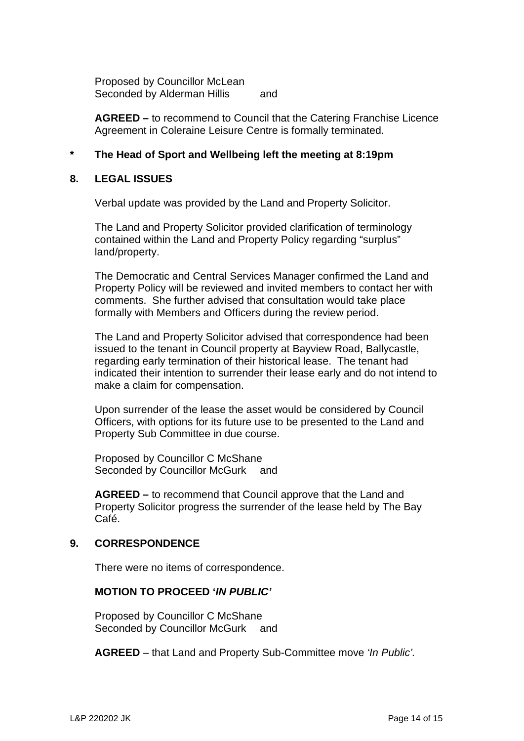Proposed by Councillor McLean
Seconded by Alderman Hillis and

**AGREED –** to recommend to Council that the Catering Franchise Licence Agreement in Coleraine Leisure Centre is formally terminated.

**\* The Head of Sport and Wellbeing left the meeting at 8:19pm**

## 8. LEGAL ISSUES

Verbal update was provided by the Land and Property Solicitor.

The Land and Property Solicitor provided clarification of terminology contained within the Land and Property Policy regarding "surplus" land/property.

The Democratic and Central Services Manager confirmed the Land and Property Policy will be reviewed and invited members to contact her with comments. She further advised that consultation would take place formally with Members and Officers during the review period.

The Land and Property Solicitor advised that correspondence had been issued to the tenant in Council property at Bayview Road, Ballycastle, regarding early termination of their historical lease. The tenant had indicated their intention to surrender their lease early and do not intend to make a claim for compensation.

Upon surrender of the lease the asset would be considered by Council Officers, with options for its future use to be presented to the Land and Property Sub Committee in due course.

Proposed by Councillor C McShane
Seconded by Councillor McGurk and

**AGREED –** to recommend that Council approve that the Land and Property Solicitor progress the surrender of the lease held by The Bay Café.

## 9. CORRESPONDENCE

There were no items of correspondence.

**MOTION TO PROCEED '*IN PUBLIC'***

Proposed by Councillor C McShane
Seconded by Councillor McGurk and

**AGREED** – that Land and Property Sub-Committee move *'In Public'*.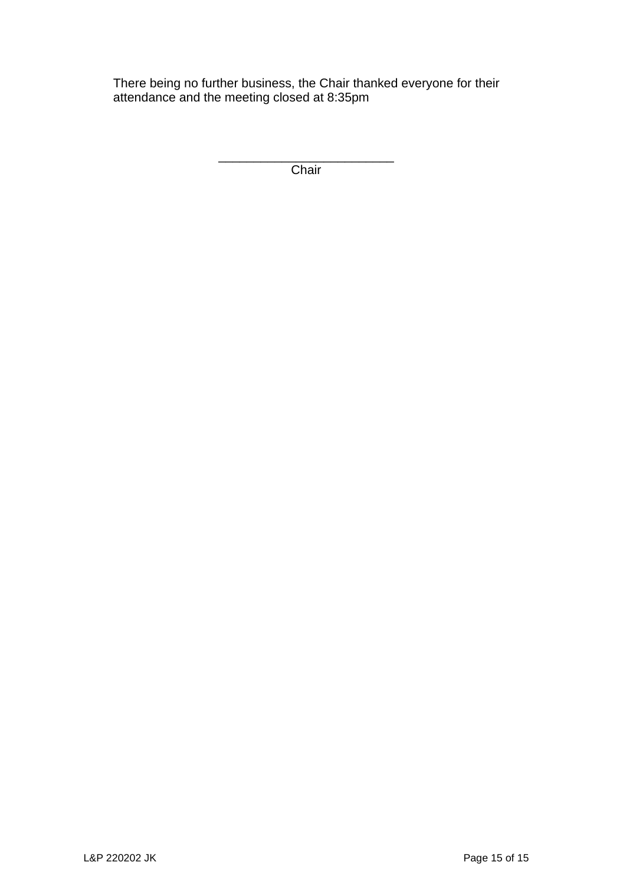There being no further business, the Chair thanked everyone for their attendance and the meeting closed at 8:35pm

\_\_\_\_\_\_\_\_\_\_\_\_\_\_\_\_\_\_\_\_\_\_\_\_\_\_

Chair